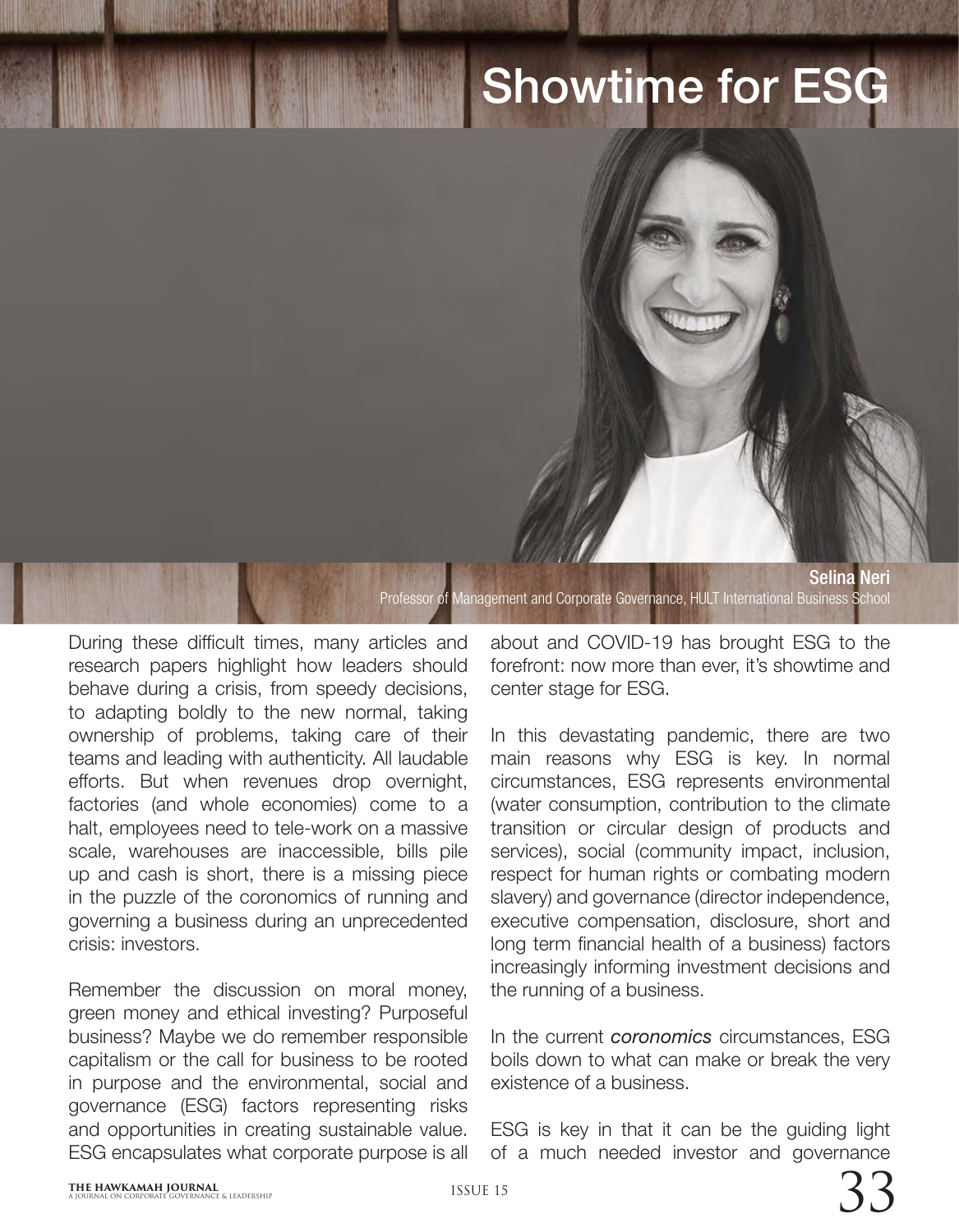# Showtime for ESG

Selina Neri
Professor of Management and Corporate Governance, HULT International Business School

During these difficult times, many articles and research papers highlight how leaders should behave during a crisis, from speedy decisions, to adapting boldly to the new normal, taking ownership of problems, taking care of their teams and leading with authenticity. All laudable efforts. But when revenues drop overnight, factories (and whole economies) come to a halt, employees need to tele-work on a massive scale, warehouses are inaccessible, bills pile up and cash is short, there is a missing piece in the puzzle of the coronomics of running and governing a business during an unprecedented crisis: investors.

Remember the discussion on moral money, green money and ethical investing? Purposeful business? Maybe we do remember responsible capitalism or the call for business to be rooted in purpose and the environmental, social and governance (ESG) factors representing risks and opportunities in creating sustainable value. ESG encapsulates what corporate purpose is all about and COVID-19 has brought ESG to the forefront: now more than ever, it's showtime and center stage for ESG.

In this devastating pandemic, there are two main reasons why ESG is key. In normal circumstances, ESG represents environmental (water consumption, contribution to the climate transition or circular design of products and services), social (community impact, inclusion, respect for human rights or combating modern slavery) and governance (director independence, executive compensation, disclosure, short and long term financial health of a business) factors increasingly informing investment decisions and the running of a business.

In the current ***coronomics*** circumstances, ESG boils down to what can make or break the very existence of a business.

ESG is key in that it can be the guiding light of a much needed investor and governance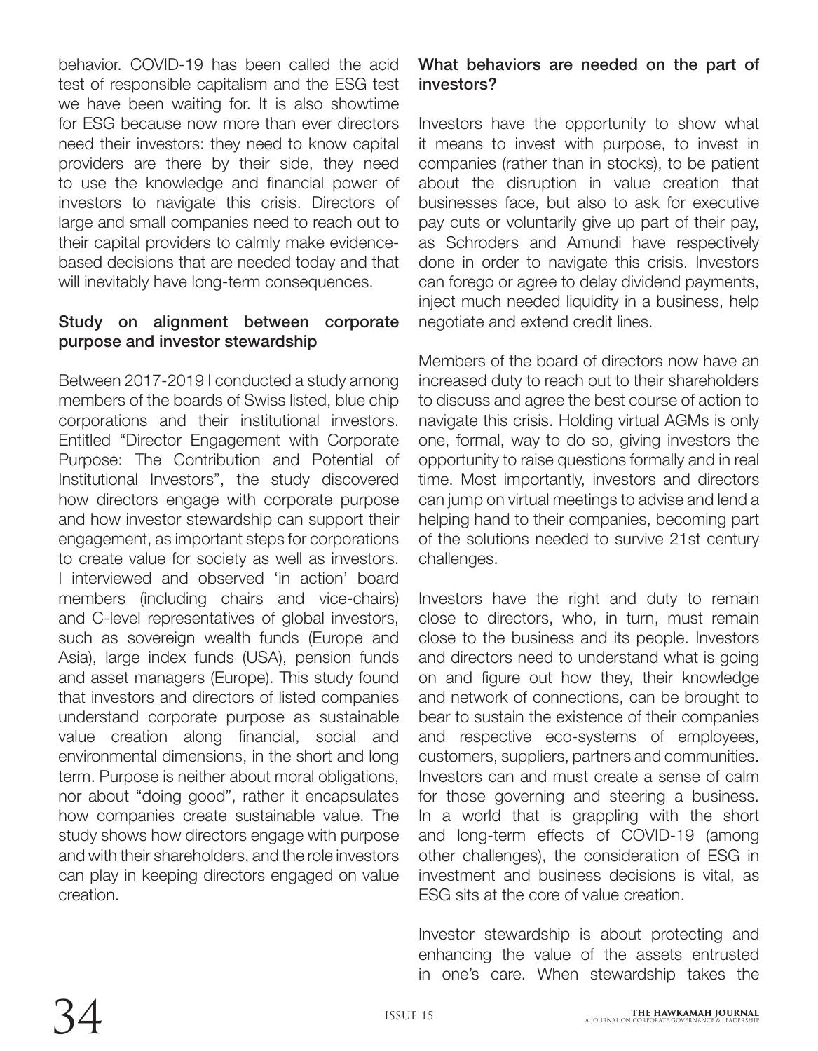behavior. COVID-19 has been called the acid test of responsible capitalism and the ESG test we have been waiting for. It is also showtime for ESG because now more than ever directors need their investors: they need to know capital providers are there by their side, they need to use the knowledge and financial power of investors to navigate this crisis. Directors of large and small companies need to reach out to their capital providers to calmly make evidence-based decisions that are needed today and that will inevitably have long-term consequences.

### Study on alignment between corporate purpose and investor stewardship

Between 2017-2019 I conducted a study among members of the boards of Swiss listed, blue chip corporations and their institutional investors. Entitled "Director Engagement with Corporate Purpose: The Contribution and Potential of Institutional Investors", the study discovered how directors engage with corporate purpose and how investor stewardship can support their engagement, as important steps for corporations to create value for society as well as investors. I interviewed and observed 'in action' board members (including chairs and vice-chairs) and C-level representatives of global investors, such as sovereign wealth funds (Europe and Asia), large index funds (USA), pension funds and asset managers (Europe). This study found that investors and directors of listed companies understand corporate purpose as sustainable value creation along financial, social and environmental dimensions, in the short and long term. Purpose is neither about moral obligations, nor about "doing good", rather it encapsulates how companies create sustainable value. The study shows how directors engage with purpose and with their shareholders, and the role investors can play in keeping directors engaged on value creation.

### What behaviors are needed on the part of investors?

Investors have the opportunity to show what it means to invest with purpose, to invest in companies (rather than in stocks), to be patient about the disruption in value creation that businesses face, but also to ask for executive pay cuts or voluntarily give up part of their pay, as Schroders and Amundi have respectively done in order to navigate this crisis. Investors can forego or agree to delay dividend payments, inject much needed liquidity in a business, help negotiate and extend credit lines.

Members of the board of directors now have an increased duty to reach out to their shareholders to discuss and agree the best course of action to navigate this crisis. Holding virtual AGMs is only one, formal, way to do so, giving investors the opportunity to raise questions formally and in real time. Most importantly, investors and directors can jump on virtual meetings to advise and lend a helping hand to their companies, becoming part of the solutions needed to survive 21st century challenges.

Investors have the right and duty to remain close to directors, who, in turn, must remain close to the business and its people. Investors and directors need to understand what is going on and figure out how they, their knowledge and network of connections, can be brought to bear to sustain the existence of their companies and respective eco-systems of employees, customers, suppliers, partners and communities. Investors can and must create a sense of calm for those governing and steering a business. In a world that is grappling with the short and long-term effects of COVID-19 (among other challenges), the consideration of ESG in investment and business decisions is vital, as ESG sits at the core of value creation.

Investor stewardship is about protecting and enhancing the value of the assets entrusted in one's care. When stewardship takes the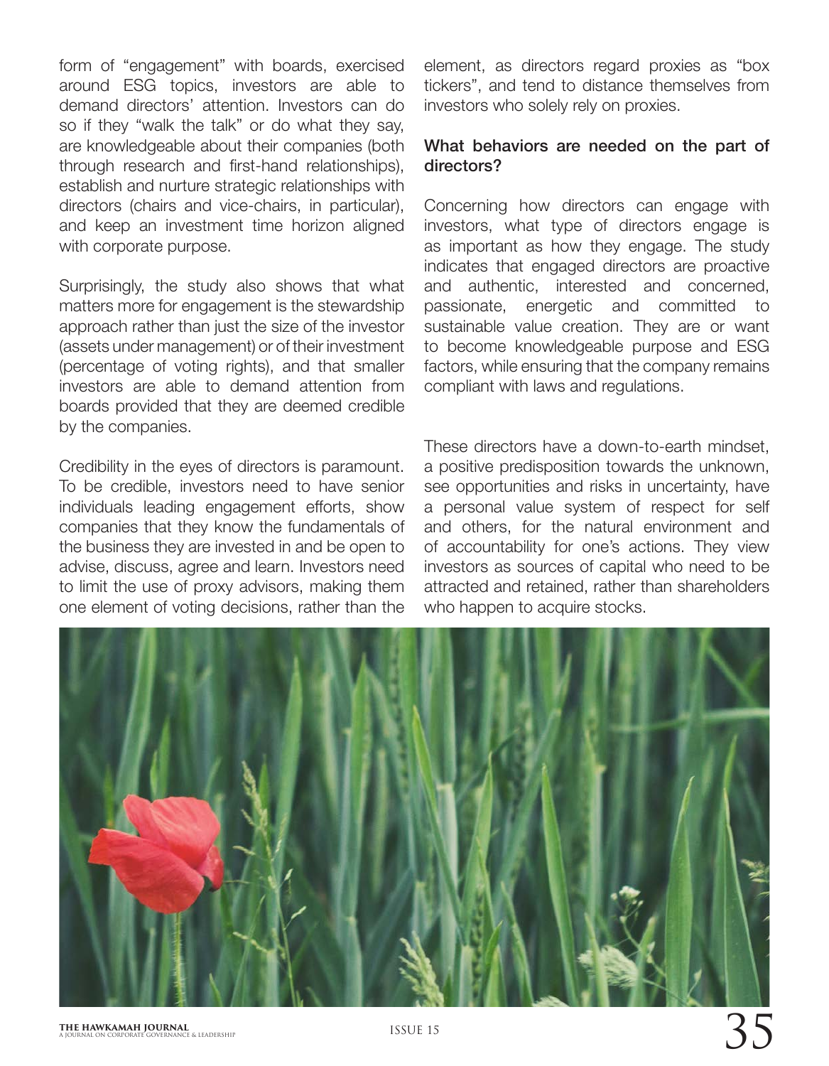form of "engagement" with boards, exercised around ESG topics, investors are able to demand directors' attention. Investors can do so if they "walk the talk" or do what they say, are knowledgeable about their companies (both through research and first-hand relationships), establish and nurture strategic relationships with directors (chairs and vice-chairs, in particular), and keep an investment time horizon aligned with corporate purpose.

Surprisingly, the study also shows that what matters more for engagement is the stewardship approach rather than just the size of the investor (assets under management) or of their investment (percentage of voting rights), and that smaller investors are able to demand attention from boards provided that they are deemed credible by the companies.

Credibility in the eyes of directors is paramount. To be credible, investors need to have senior individuals leading engagement efforts, show companies that they know the fundamentals of the business they are invested in and be open to advise, discuss, agree and learn. Investors need to limit the use of proxy advisors, making them one element of voting decisions, rather than the element, as directors regard proxies as "box tickers", and tend to distance themselves from investors who solely rely on proxies.

### What behaviors are needed on the part of directors?

Concerning how directors can engage with investors, what type of directors engage is as important as how they engage. The study indicates that engaged directors are proactive and authentic, interested and concerned, passionate, energetic and committed to sustainable value creation. They are or want to become knowledgeable purpose and ESG factors, while ensuring that the company remains compliant with laws and regulations.

These directors have a down-to-earth mindset, a positive predisposition towards the unknown, see opportunities and risks in uncertainty, have a personal value system of respect for self and others, for the natural environment and of accountability for one's actions. They view investors as sources of capital who need to be attracted and retained, rather than shareholders who happen to acquire stocks.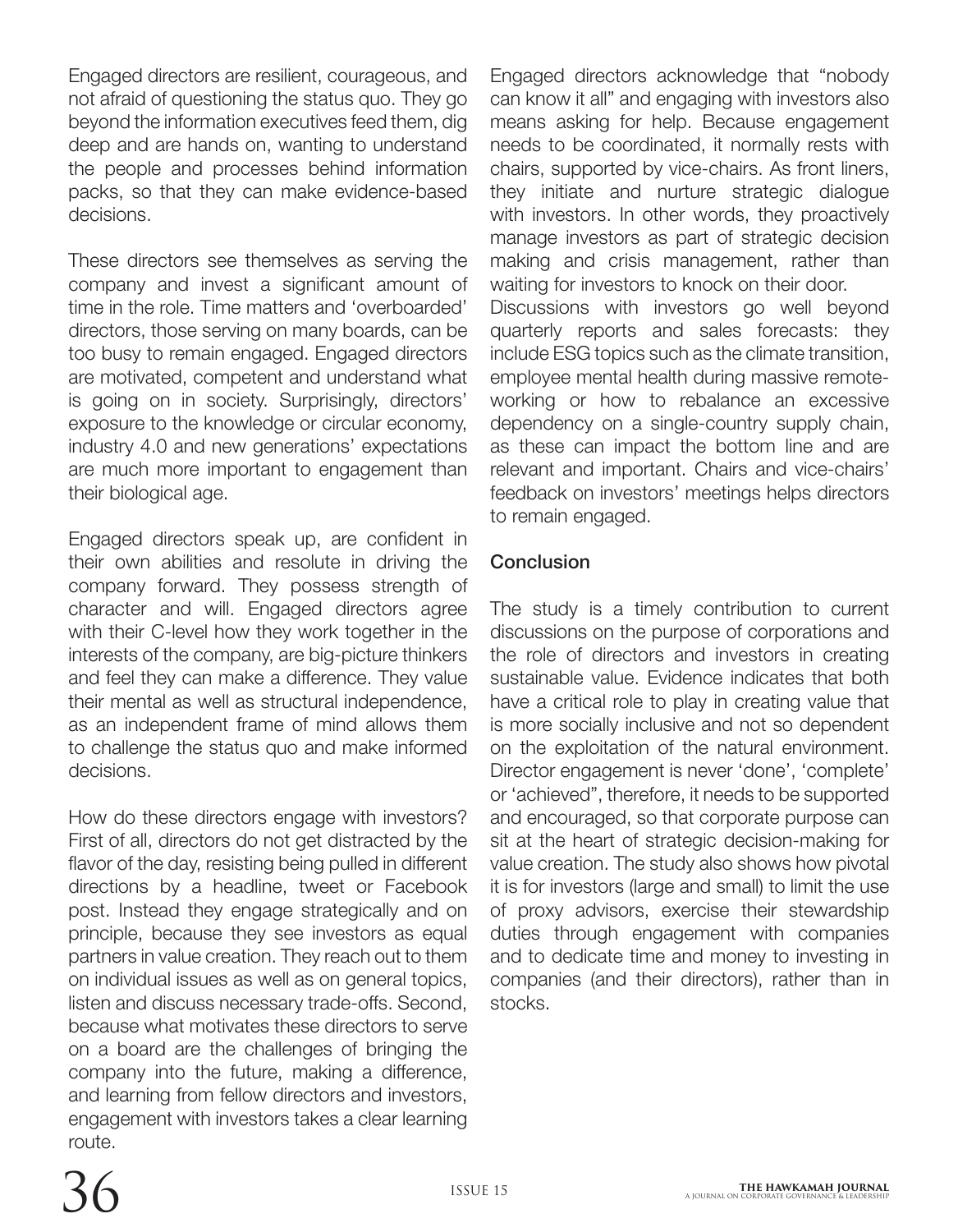Engaged directors are resilient, courageous, and not afraid of questioning the status quo. They go beyond the information executives feed them, dig deep and are hands on, wanting to understand the people and processes behind information packs, so that they can make evidence-based decisions.

These directors see themselves as serving the company and invest a significant amount of time in the role. Time matters and 'overboarded' directors, those serving on many boards, can be too busy to remain engaged. Engaged directors are motivated, competent and understand what is going on in society. Surprisingly, directors' exposure to the knowledge or circular economy, industry 4.0 and new generations' expectations are much more important to engagement than their biological age.

Engaged directors speak up, are confident in their own abilities and resolute in driving the company forward. They possess strength of character and will. Engaged directors agree with their C-level how they work together in the interests of the company, are big-picture thinkers and feel they can make a difference. They value their mental as well as structural independence, as an independent frame of mind allows them to challenge the status quo and make informed decisions.

How do these directors engage with investors? First of all, directors do not get distracted by the flavor of the day, resisting being pulled in different directions by a headline, tweet or Facebook post. Instead they engage strategically and on principle, because they see investors as equal partners in value creation. They reach out to them on individual issues as well as on general topics, listen and discuss necessary trade-offs. Second, because what motivates these directors to serve on a board are the challenges of bringing the company into the future, making a difference, and learning from fellow directors and investors, engagement with investors takes a clear learning route.

Engaged directors acknowledge that "nobody can know it all" and engaging with investors also means asking for help. Because engagement needs to be coordinated, it normally rests with chairs, supported by vice-chairs. As front liners, they initiate and nurture strategic dialogue with investors. In other words, they proactively manage investors as part of strategic decision making and crisis management, rather than waiting for investors to knock on their door.

Discussions with investors go well beyond quarterly reports and sales forecasts: they include ESG topics such as the climate transition, employee mental health during massive remote-working or how to rebalance an excessive dependency on a single-country supply chain, as these can impact the bottom line and are relevant and important. Chairs and vice-chairs' feedback on investors' meetings helps directors to remain engaged.

## Conclusion

The study is a timely contribution to current discussions on the purpose of corporations and the role of directors and investors in creating sustainable value. Evidence indicates that both have a critical role to play in creating value that is more socially inclusive and not so dependent on the exploitation of the natural environment. Director engagement is never 'done', 'complete' or 'achieved", therefore, it needs to be supported and encouraged, so that corporate purpose can sit at the heart of strategic decision-making for value creation. The study also shows how pivotal it is for investors (large and small) to limit the use of proxy advisors, exercise their stewardship duties through engagement with companies and to dedicate time and money to investing in companies (and their directors), rather than in stocks.